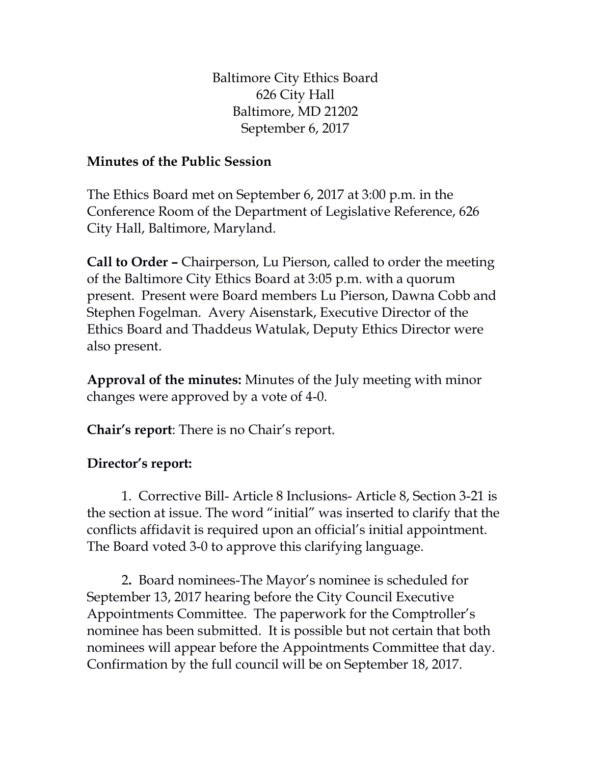Baltimore City Ethics Board
626 City Hall
Baltimore, MD 21202
September 6, 2017

**Minutes of the Public Session**

The Ethics Board met on September 6, 2017 at 3:00 p.m. in the Conference Room of the Department of Legislative Reference, 626 City Hall, Baltimore, Maryland.

**Call to Order –** Chairperson, Lu Pierson, called to order the meeting of the Baltimore City Ethics Board at 3:05 p.m. with a quorum present. Present were Board members Lu Pierson, Dawna Cobb and Stephen Fogelman. Avery Aisenstark, Executive Director of the Ethics Board and Thaddeus Watulak, Deputy Ethics Director were also present.

**Approval of the minutes:** Minutes of the July meeting with minor changes were approved by a vote of 4-0.

**Chair's report**: There is no Chair's report.

**Director's report:**

1. Corrective Bill- Article 8 Inclusions- Article 8, Section 3-21 is the section at issue. The word "initial" was inserted to clarify that the conflicts affidavit is required upon an official's initial appointment. The Board voted 3-0 to approve this clarifying language.

2. Board nominees-The Mayor's nominee is scheduled for September 13, 2017 hearing before the City Council Executive Appointments Committee. The paperwork for the Comptroller's nominee has been submitted. It is possible but not certain that both nominees will appear before the Appointments Committee that day. Confirmation by the full council will be on September 18, 2017.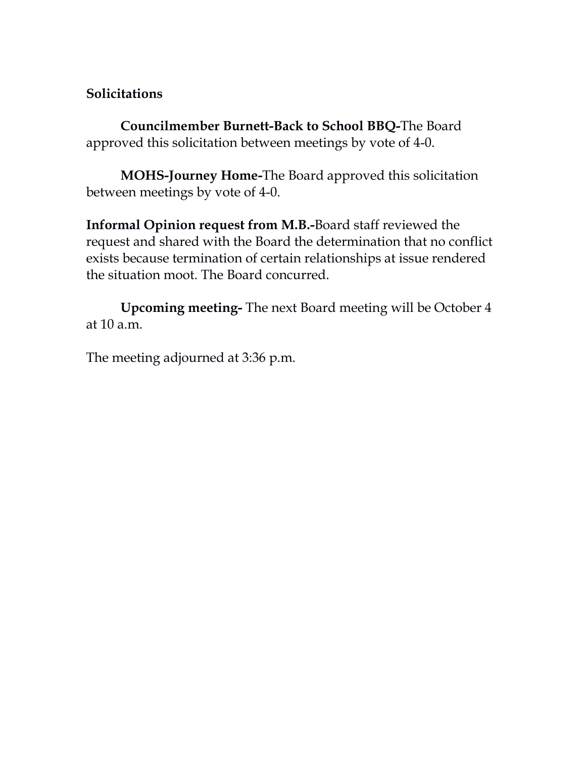**Solicitations**

**Councilmember Burnett-Back to School BBQ-**The Board approved this solicitation between meetings by vote of 4-0.

**MOHS-Journey Home-**The Board approved this solicitation between meetings by vote of 4-0.

**Informal Opinion request from M.B.-**Board staff reviewed the request and shared with the Board the determination that no conflict exists because termination of certain relationships at issue rendered the situation moot. The Board concurred.

**Upcoming meeting-** The next Board meeting will be October 4 at 10 a.m.

The meeting adjourned at 3:36 p.m.